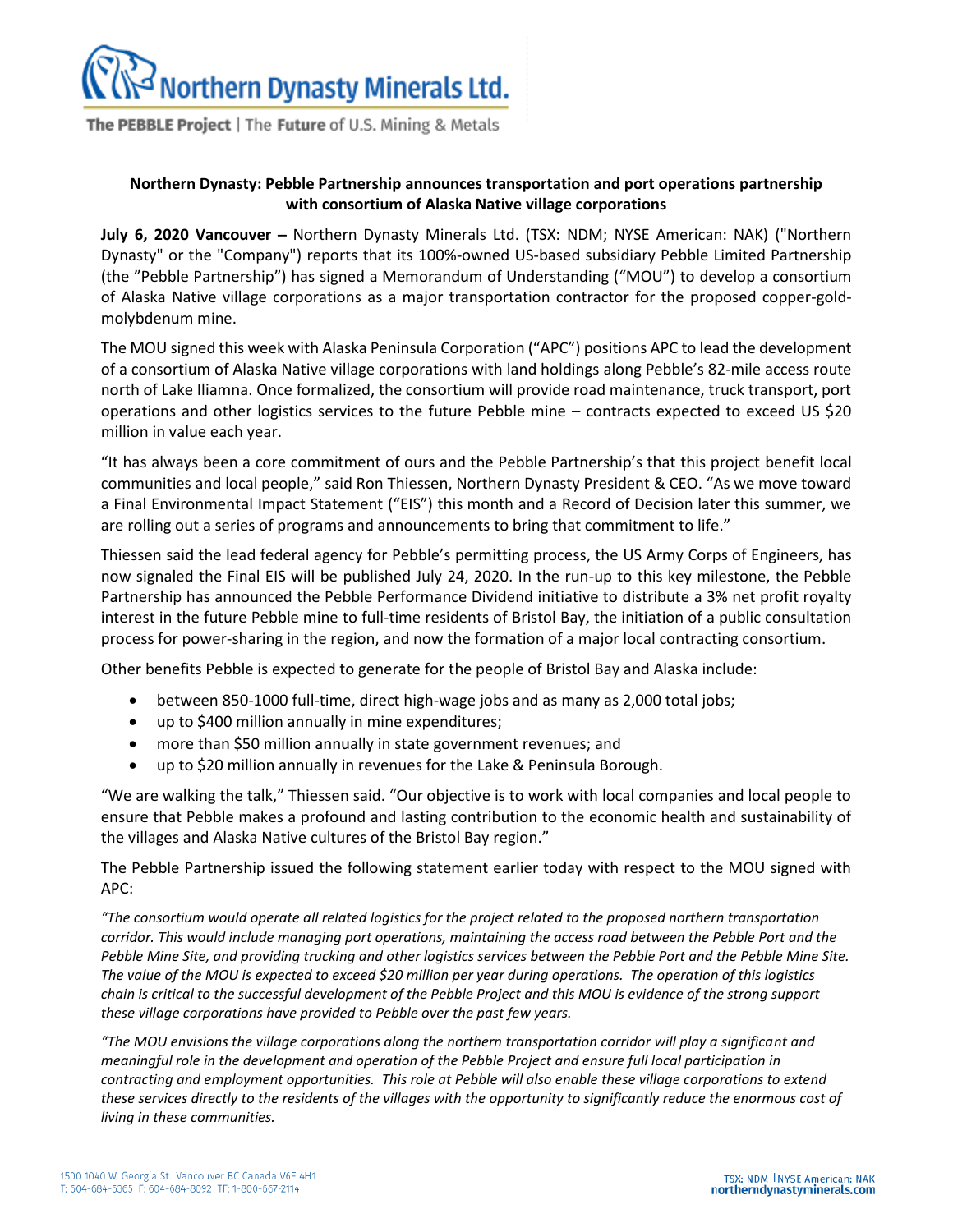**Northern Dynasty Minerals Ltd.**

The PEBBLE Project | The Future of U.S. Mining & Metals

**Northern Dynasty: Pebble Partnership announces transportation and port operations partnership with consortium of Alaska Native village corporations**

**July 6, 2020 Vancouver –** Northern Dynasty Minerals Ltd. (TSX: NDM; NYSE American: NAK) ("Northern Dynasty" or the "Company") reports that its 100%-owned US-based subsidiary Pebble Limited Partnership (the "Pebble Partnership") has signed a Memorandum of Understanding ("MOU") to develop a consortium of Alaska Native village corporations as a major transportation contractor for the proposed copper-gold-molybdenum mine.

The MOU signed this week with Alaska Peninsula Corporation ("APC") positions APC to lead the development of a consortium of Alaska Native village corporations with land holdings along Pebble's 82-mile access route north of Lake Iliamna. Once formalized, the consortium will provide road maintenance, truck transport, port operations and other logistics services to the future Pebble mine – contracts expected to exceed US $20 million in value each year.

"It has always been a core commitment of ours and the Pebble Partnership's that this project benefit local communities and local people," said Ron Thiessen, Northern Dynasty President & CEO. "As we move toward a Final Environmental Impact Statement ("EIS") this month and a Record of Decision later this summer, we are rolling out a series of programs and announcements to bring that commitment to life."

Thiessen said the lead federal agency for Pebble's permitting process, the US Army Corps of Engineers, has now signaled the Final EIS will be published July 24, 2020. In the run-up to this key milestone, the Pebble Partnership has announced the Pebble Performance Dividend initiative to distribute a 3% net profit royalty interest in the future Pebble mine to full-time residents of Bristol Bay, the initiation of a public consultation process for power-sharing in the region, and now the formation of a major local contracting consortium.

Other benefits Pebble is expected to generate for the people of Bristol Bay and Alaska include:

- between 850-1000 full-time, direct high-wage jobs and as many as 2,000 total jobs;
- up to $400 million annually in mine expenditures;
- more than $50 million annually in state government revenues; and
- up to $20 million annually in revenues for the Lake & Peninsula Borough.

"We are walking the talk," Thiessen said. "Our objective is to work with local companies and local people to ensure that Pebble makes a profound and lasting contribution to the economic health and sustainability of the villages and Alaska Native cultures of the Bristol Bay region."

The Pebble Partnership issued the following statement earlier today with respect to the MOU signed with APC:

*"The consortium would operate all related logistics for the project related to the proposed northern transportation corridor. This would include managing port operations, maintaining the access road between the Pebble Port and the Pebble Mine Site, and providing trucking and other logistics services between the Pebble Port and the Pebble Mine Site. The value of the MOU is expected to exceed $20 million per year during operations. The operation of this logistics chain is critical to the successful development of the Pebble Project and this MOU is evidence of the strong support these village corporations have provided to Pebble over the past few years.*

*"The MOU envisions the village corporations along the northern transportation corridor will play a significant and meaningful role in the development and operation of the Pebble Project and ensure full local participation in contracting and employment opportunities. This role at Pebble will also enable these village corporations to extend these services directly to the residents of the villages with the opportunity to significantly reduce the enormous cost of living in these communities.*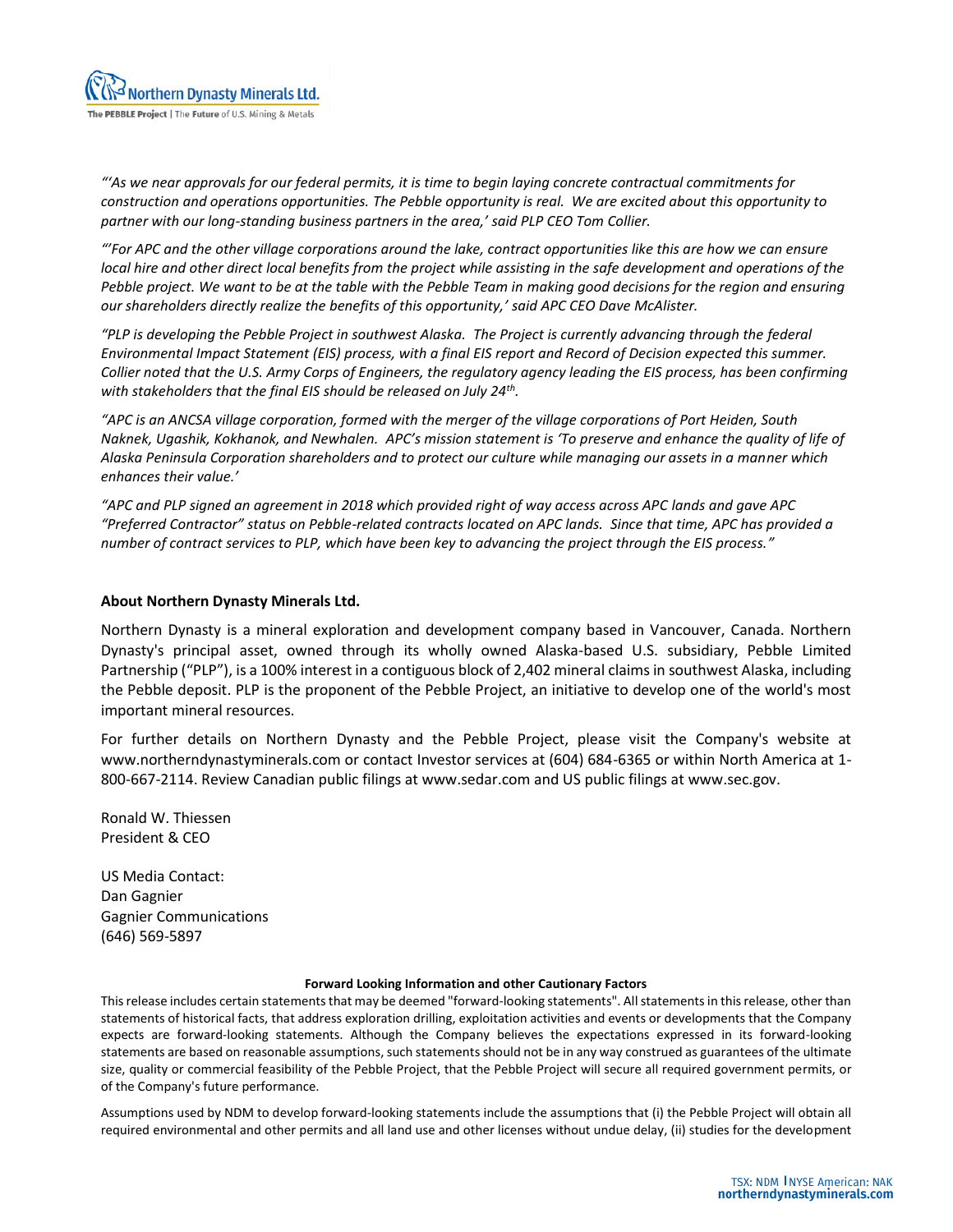*"'As we near approvals for our federal permits, it is time to begin laying concrete contractual commitments for construction and operations opportunities. The Pebble opportunity is real. We are excited about this opportunity to partner with our long-standing business partners in the area,' said PLP CEO Tom Collier.*

*"'For APC and the other village corporations around the lake, contract opportunities like this are how we can ensure local hire and other direct local benefits from the project while assisting in the safe development and operations of the Pebble project. We want to be at the table with the Pebble Team in making good decisions for the region and ensuring our shareholders directly realize the benefits of this opportunity,' said APC CEO Dave McAlister.*

*"PLP is developing the Pebble Project in southwest Alaska. The Project is currently advancing through the federal Environmental Impact Statement (EIS) process, with a final EIS report and Record of Decision expected this summer. Collier noted that the U.S. Army Corps of Engineers, the regulatory agency leading the EIS process, has been confirming with stakeholders that the final EIS should be released on July 24th.*

*"APC is an ANCSA village corporation, formed with the merger of the village corporations of Port Heiden, South Naknek, Ugashik, Kokhanok, and Newhalen. APC's mission statement is 'To preserve and enhance the quality of life of Alaska Peninsula Corporation shareholders and to protect our culture while managing our assets in a manner which enhances their value.'*

*"APC and PLP signed an agreement in 2018 which provided right of way access across APC lands and gave APC "Preferred Contractor" status on Pebble-related contracts located on APC lands. Since that time, APC has provided a number of contract services to PLP, which have been key to advancing the project through the EIS process."*

**About Northern Dynasty Minerals Ltd.**

Northern Dynasty is a mineral exploration and development company based in Vancouver, Canada. Northern Dynasty's principal asset, owned through its wholly owned Alaska-based U.S. subsidiary, Pebble Limited Partnership ("PLP"), is a 100% interest in a contiguous block of 2,402 mineral claims in southwest Alaska, including the Pebble deposit. PLP is the proponent of the Pebble Project, an initiative to develop one of the world's most important mineral resources.

For further details on Northern Dynasty and the Pebble Project, please visit the Company's website at www.northerndynastyminerals.com or contact Investor services at (604) 684-6365 or within North America at 1-800-667-2114. Review Canadian public filings at www.sedar.com and US public filings at www.sec.gov.

Ronald W. Thiessen
President & CEO

US Media Contact:
Dan Gagnier
Gagnier Communications
(646) 569-5897

**Forward Looking Information and other Cautionary Factors**

This release includes certain statements that may be deemed "forward-looking statements". All statements in this release, other than statements of historical facts, that address exploration drilling, exploitation activities and events or developments that the Company expects are forward-looking statements. Although the Company believes the expectations expressed in its forward-looking statements are based on reasonable assumptions, such statements should not be in any way construed as guarantees of the ultimate size, quality or commercial feasibility of the Pebble Project, that the Pebble Project will secure all required government permits, or of the Company's future performance.

Assumptions used by NDM to develop forward-looking statements include the assumptions that (i) the Pebble Project will obtain all required environmental and other permits and all land use and other licenses without undue delay, (ii) studies for the development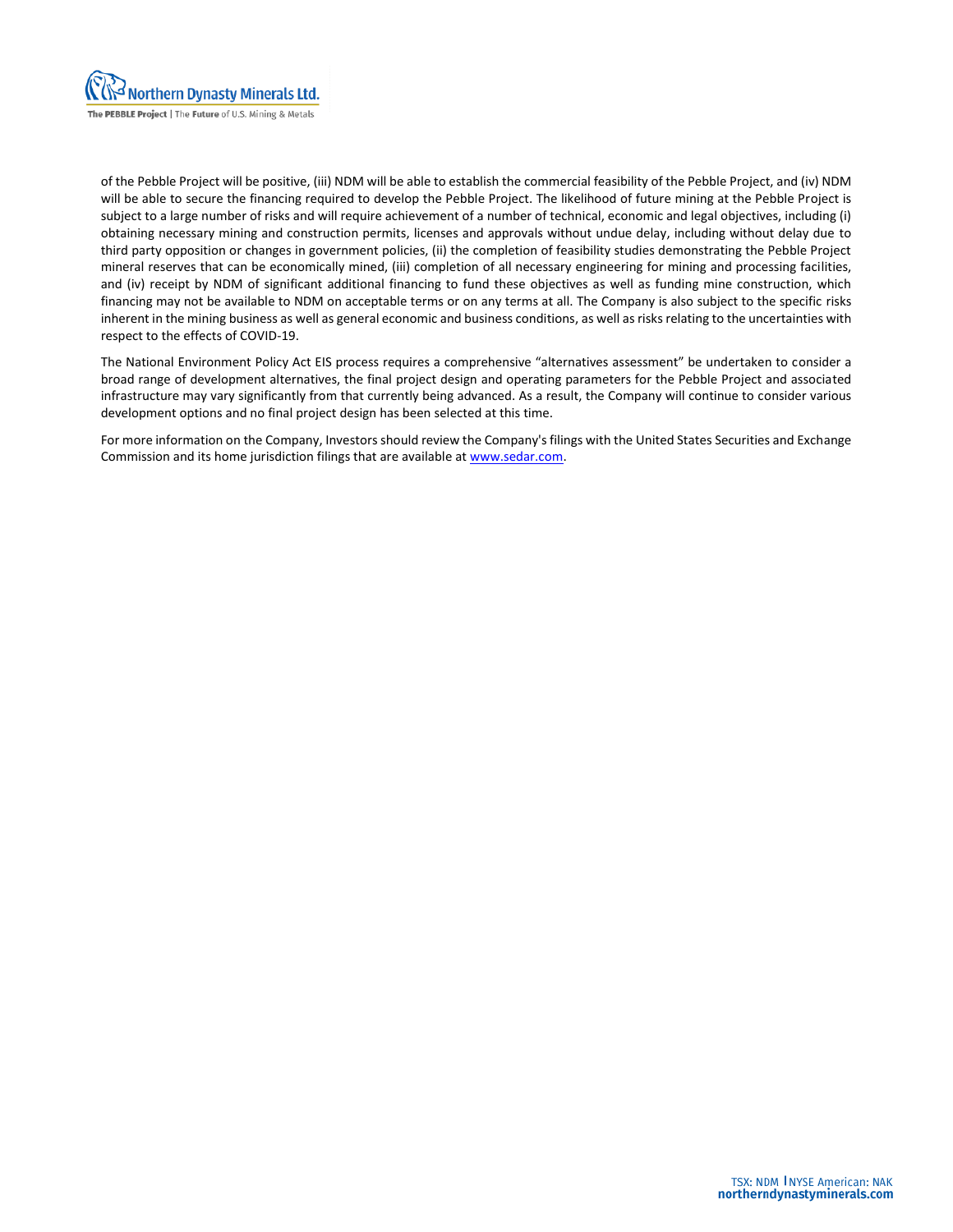of the Pebble Project will be positive, (iii) NDM will be able to establish the commercial feasibility of the Pebble Project, and (iv) NDM will be able to secure the financing required to develop the Pebble Project. The likelihood of future mining at the Pebble Project is subject to a large number of risks and will require achievement of a number of technical, economic and legal objectives, including (i) obtaining necessary mining and construction permits, licenses and approvals without undue delay, including without delay due to third party opposition or changes in government policies, (ii) the completion of feasibility studies demonstrating the Pebble Project mineral reserves that can be economically mined, (iii) completion of all necessary engineering for mining and processing facilities, and (iv) receipt by NDM of significant additional financing to fund these objectives as well as funding mine construction, which financing may not be available to NDM on acceptable terms or on any terms at all. The Company is also subject to the specific risks inherent in the mining business as well as general economic and business conditions, as well as risks relating to the uncertainties with respect to the effects of COVID-19.

The National Environment Policy Act EIS process requires a comprehensive "alternatives assessment" be undertaken to consider a broad range of development alternatives, the final project design and operating parameters for the Pebble Project and associated infrastructure may vary significantly from that currently being advanced. As a result, the Company will continue to consider various development options and no final project design has been selected at this time.

For more information on the Company, Investors should review the Company's filings with the United States Securities and Exchange Commission and its home jurisdiction filings that are available at www.sedar.com.